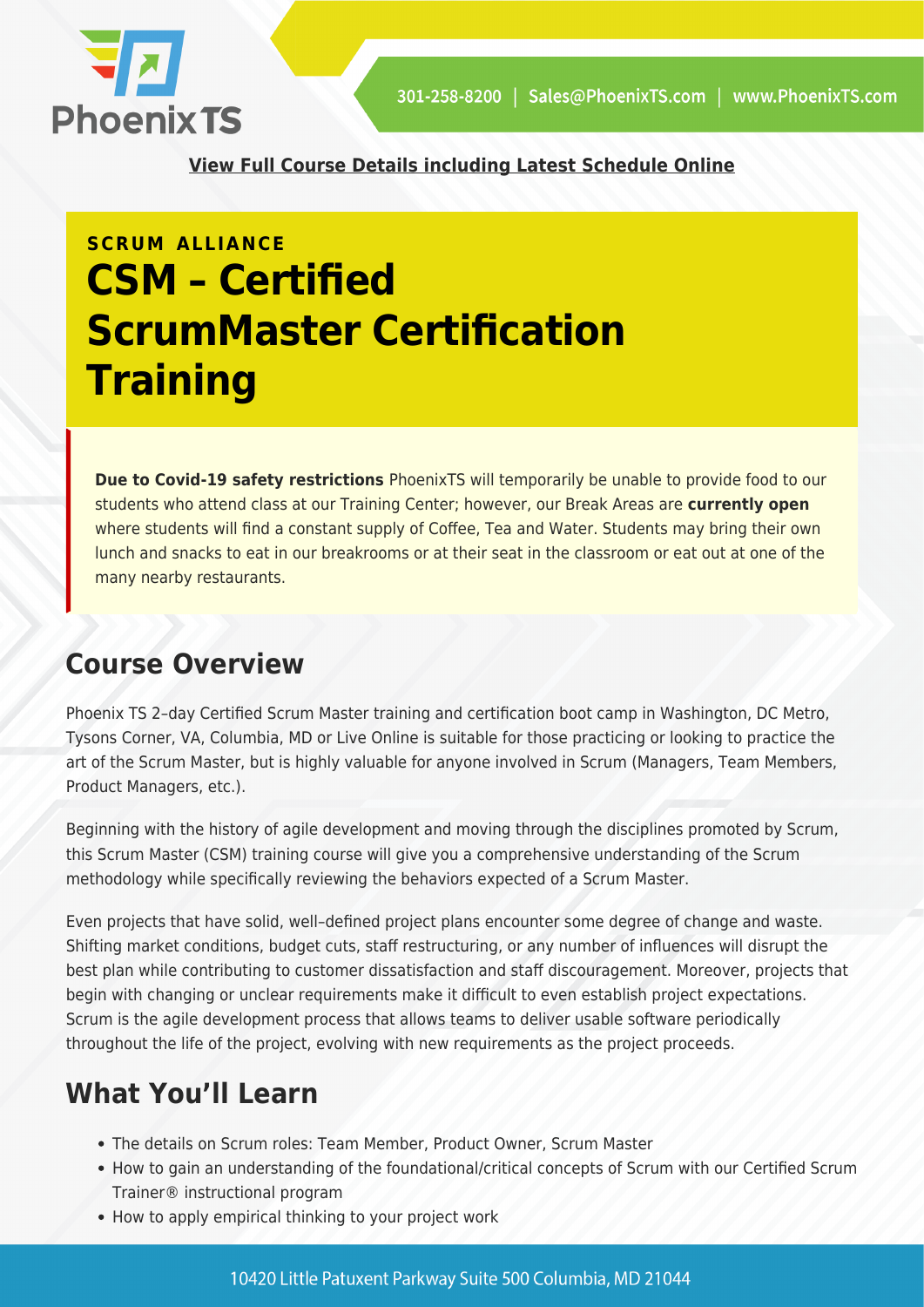**View Full Course Details including Latest Schedule Online**

**SCRUM ALLIANCE**

# CSM – Certified ScrumMaster Certification Training

**Due to Covid-19 safety restrictions** PhoenixTS will temporarily be unable to provide food to our students who attend class at our Training Center; however, our Break Areas are **currently open** where students will find a constant supply of Coffee, Tea and Water. Students may bring their own lunch and snacks to eat in our breakrooms or at their seat in the classroom or eat out at one of the many nearby restaurants.

## Course Overview

Phoenix TS 2–day Certified Scrum Master training and certification boot camp in Washington, DC Metro, Tysons Corner, VA, Columbia, MD or Live Online is suitable for those practicing or looking to practice the art of the Scrum Master, but is highly valuable for anyone involved in Scrum (Managers, Team Members, Product Managers, etc.).

Beginning with the history of agile development and moving through the disciplines promoted by Scrum, this Scrum Master (CSM) training course will give you a comprehensive understanding of the Scrum methodology while specifically reviewing the behaviors expected of a Scrum Master.

Even projects that have solid, well–defined project plans encounter some degree of change and waste. Shifting market conditions, budget cuts, staff restructuring, or any number of influences will disrupt the best plan while contributing to customer dissatisfaction and staff discouragement. Moreover, projects that begin with changing or unclear requirements make it difficult to even establish project expectations. Scrum is the agile development process that allows teams to deliver usable software periodically throughout the life of the project, evolving with new requirements as the project proceeds.

## What You'll Learn

- The details on Scrum roles: Team Member, Product Owner, Scrum Master
- How to gain an understanding of the foundational/critical concepts of Scrum with our Certified Scrum Trainer® instructional program
- How to apply empirical thinking to your project work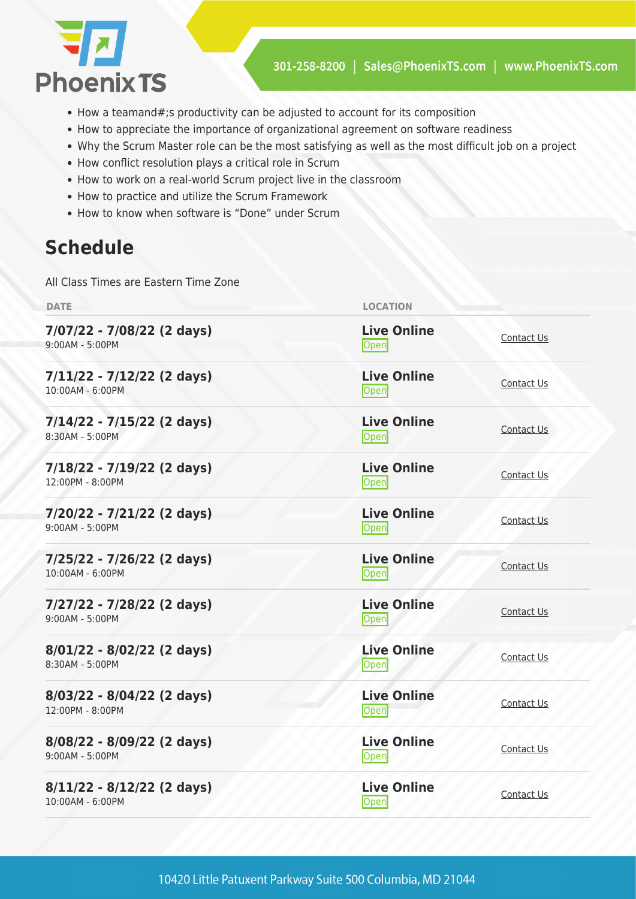- How a teamand#;s productivity can be adjusted to account for its composition
- How to appreciate the importance of organizational agreement on software readiness
- Why the Scrum Master role can be the most satisfying as well as the most difficult job on a project
- How conflict resolution plays a critical role in Scrum
- How to work on a real-world Scrum project live in the classroom
- How to practice and utilize the Scrum Framework
- How to know when software is "Done" under Scrum

## Schedule

All Class Times are Eastern Time Zone

| DATE | LOCATION | |
|---|---|---|
| **7/07/22 - 7/08/22 (2 days)**<br>9:00AM - 5:00PM | **Live Online**<br>Open | Contact Us |
| **7/11/22 - 7/12/22 (2 days)**<br>10:00AM - 6:00PM | **Live Online**<br>Open | Contact Us |
| **7/14/22 - 7/15/22 (2 days)**<br>8:30AM - 5:00PM | **Live Online**<br>Open | Contact Us |
| **7/18/22 - 7/19/22 (2 days)**<br>12:00PM - 8:00PM | **Live Online**<br>Open | Contact Us |
| **7/20/22 - 7/21/22 (2 days)**<br>9:00AM - 5:00PM | **Live Online**<br>Open | Contact Us |
| **7/25/22 - 7/26/22 (2 days)**<br>10:00AM - 6:00PM | **Live Online**<br>Open | Contact Us |
| **7/27/22 - 7/28/22 (2 days)**<br>9:00AM - 5:00PM | **Live Online**<br>Open | Contact Us |
| **8/01/22 - 8/02/22 (2 days)**<br>8:30AM - 5:00PM | **Live Online**<br>Open | Contact Us |
| **8/03/22 - 8/04/22 (2 days)**<br>12:00PM - 8:00PM | **Live Online**<br>Open | Contact Us |
| **8/08/22 - 8/09/22 (2 days)**<br>9:00AM - 5:00PM | **Live Online**<br>Open | Contact Us |
| **8/11/22 - 8/12/22 (2 days)**<br>10:00AM - 6:00PM | **Live Online**<br>Open | Contact Us |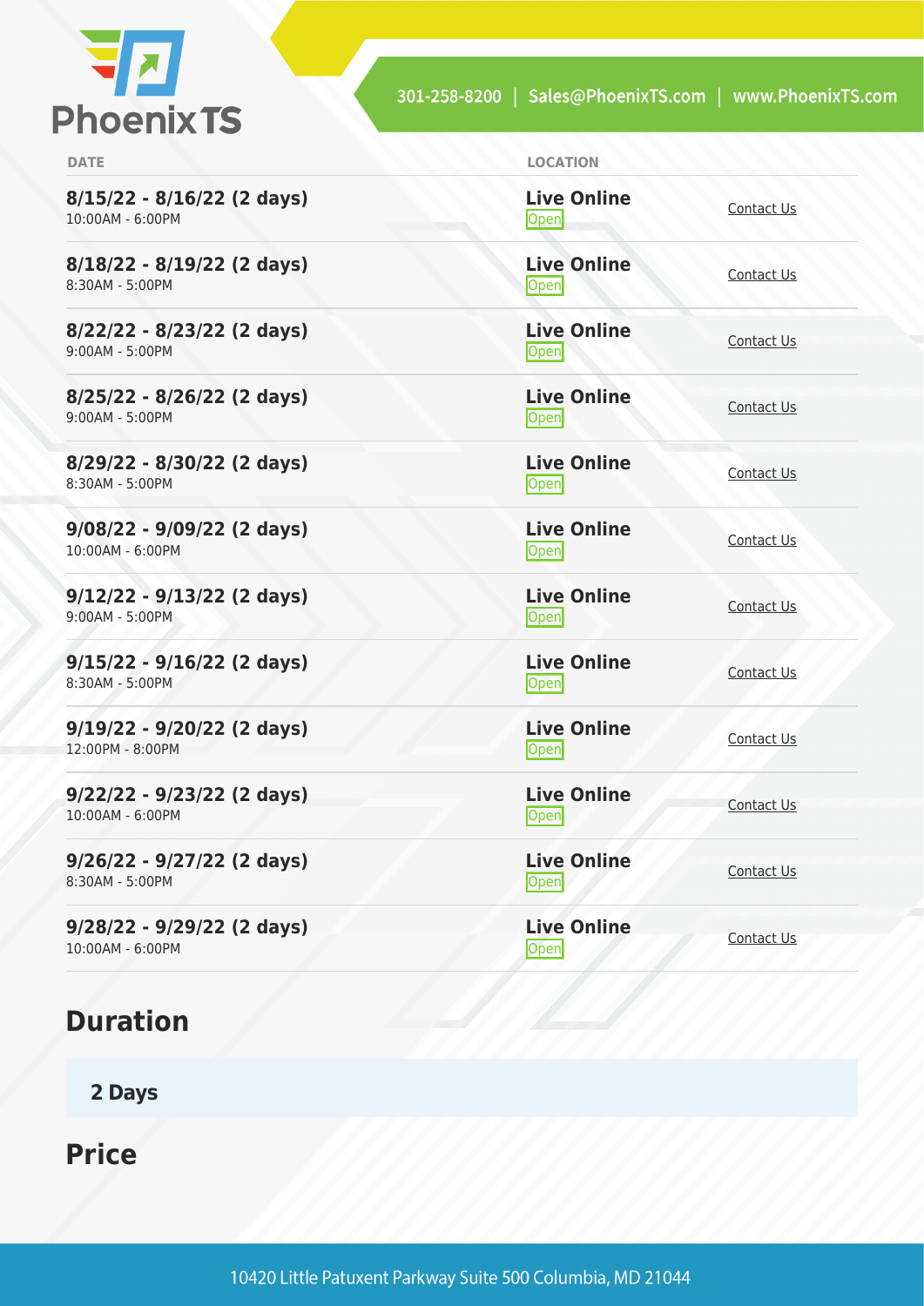| DATE | LOCATION | |
|---|---|---|
| **8/15/22 - 8/16/22 (2 days)**<br>10:00AM - 6:00PM | **Live Online**<br>Open | Contact Us |
| **8/18/22 - 8/19/22 (2 days)**<br>8:30AM - 5:00PM | **Live Online**<br>Open | Contact Us |
| **8/22/22 - 8/23/22 (2 days)**<br>9:00AM - 5:00PM | **Live Online**<br>Open | Contact Us |
| **8/25/22 - 8/26/22 (2 days)**<br>9:00AM - 5:00PM | **Live Online**<br>Open | Contact Us |
| **8/29/22 - 8/30/22 (2 days)**<br>8:30AM - 5:00PM | **Live Online**<br>Open | Contact Us |
| **9/08/22 - 9/09/22 (2 days)**<br>10:00AM - 6:00PM | **Live Online**<br>Open | Contact Us |
| **9/12/22 - 9/13/22 (2 days)**<br>9:00AM - 5:00PM | **Live Online**<br>Open | Contact Us |
| **9/15/22 - 9/16/22 (2 days)**<br>8:30AM - 5:00PM | **Live Online**<br>Open | Contact Us |
| **9/19/22 - 9/20/22 (2 days)**<br>12:00PM - 8:00PM | **Live Online**<br>Open | Contact Us |
| **9/22/22 - 9/23/22 (2 days)**<br>10:00AM - 6:00PM | **Live Online**<br>Open | Contact Us |
| **9/26/22 - 9/27/22 (2 days)**<br>8:30AM - 5:00PM | **Live Online**<br>Open | Contact Us |
| **9/28/22 - 9/29/22 (2 days)**<br>10:00AM - 6:00PM | **Live Online**<br>Open | Contact Us |

## Duration

**2 Days**

## Price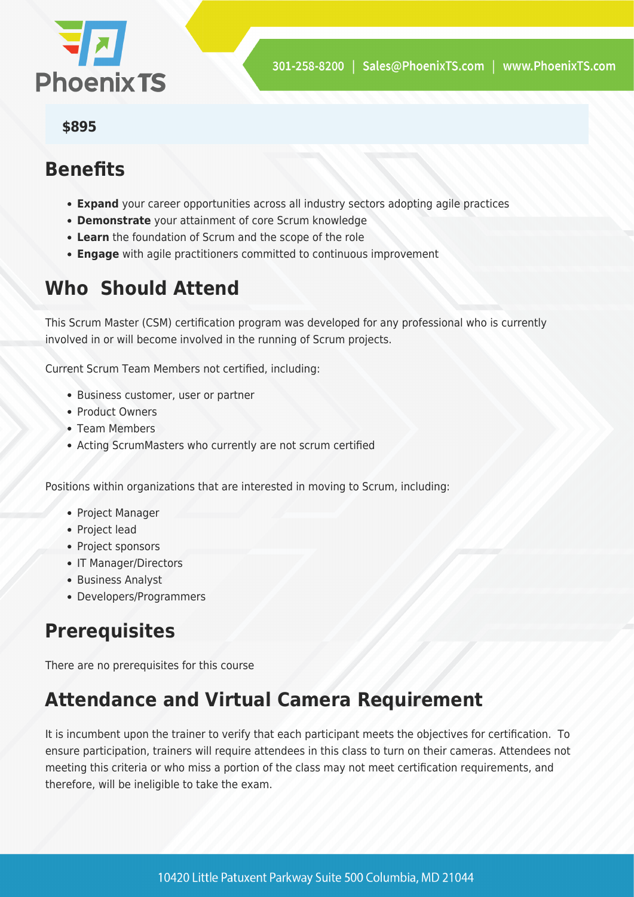**$895**

## Benefits

- **Expand** your career opportunities across all industry sectors adopting agile practices
- **Demonstrate** your attainment of core Scrum knowledge
- **Learn** the foundation of Scrum and the scope of the role
- **Engage** with agile practitioners committed to continuous improvement

## Who  Should Attend

This Scrum Master (CSM) certification program was developed for any professional who is currently involved in or will become involved in the running of Scrum projects.

Current Scrum Team Members not certified, including:

- Business customer, user or partner
- Product Owners
- Team Members
- Acting ScrumMasters who currently are not scrum certified

Positions within organizations that are interested in moving to Scrum, including:

- Project Manager
- Project lead
- Project sponsors
- IT Manager/Directors
- Business Analyst
- Developers/Programmers

## Prerequisites

There are no prerequisites for this course

## Attendance and Virtual Camera Requirement

It is incumbent upon the trainer to verify that each participant meets the objectives for certification.  To ensure participation, trainers will require attendees in this class to turn on their cameras. Attendees not meeting this criteria or who miss a portion of the class may not meet certification requirements, and therefore, will be ineligible to take the exam.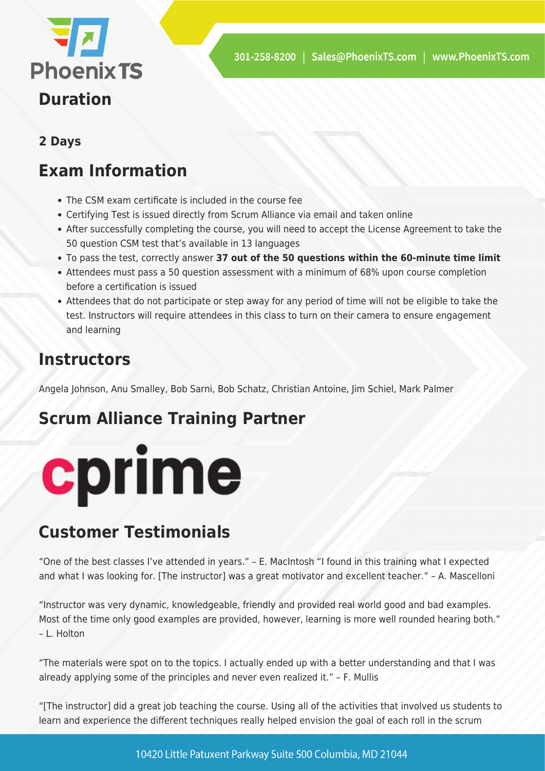## Duration

**2 Days**

## Exam Information

- The CSM exam certificate is included in the course fee
- Certifying Test is issued directly from Scrum Alliance via email and taken online
- After successfully completing the course, you will need to accept the License Agreement to take the 50 question CSM test that's available in 13 languages
- To pass the test, correctly answer **37 out of the 50 questions within the 60-minute time limit**
- Attendees must pass a 50 question assessment with a minimum of 68% upon course completion before a certification is issued
- Attendees that do not participate or step away for any period of time will not be eligible to take the test. Instructors will require attendees in this class to turn on their camera to ensure engagement and learning

## Instructors

Angela Johnson, Anu Smalley, Bob Sarni, Bob Schatz, Christian Antoine, Jim Schiel, Mark Palmer

## Scrum Alliance Training Partner

cprime

## Customer Testimonials

"One of the best classes I've attended in years." – E. MacIntosh "I found in this training what I expected and what I was looking for. [The instructor] was a great motivator and excellent teacher." – A. Mascelloni

"Instructor was very dynamic, knowledgeable, friendly and provided real world good and bad examples. Most of the time only good examples are provided, however, learning is more well rounded hearing both." – L. Holton

"The materials were spot on to the topics. I actually ended up with a better understanding and that I was already applying some of the principles and never even realized it." – F. Mullis

"[The instructor] did a great job teaching the course. Using all of the activities that involved us students to learn and experience the different techniques really helped envision the goal of each roll in the scrum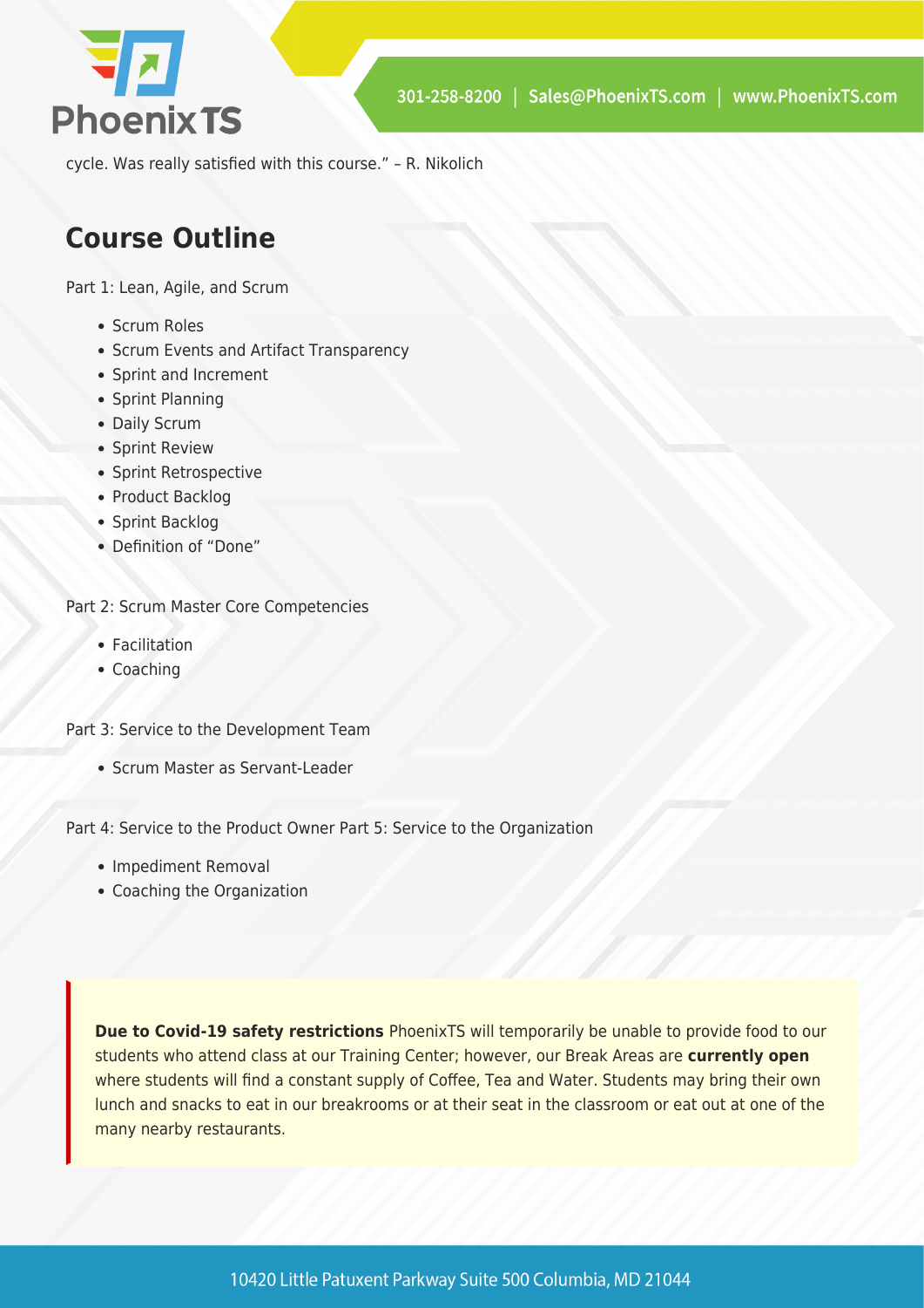cycle. Was really satisfied with this course." – R. Nikolich

## Course Outline

Part 1: Lean, Agile, and Scrum

- Scrum Roles
- Scrum Events and Artifact Transparency
- Sprint and Increment
- Sprint Planning
- Daily Scrum
- Sprint Review
- Sprint Retrospective
- Product Backlog
- Sprint Backlog
- Definition of "Done"

Part 2: Scrum Master Core Competencies

- Facilitation
- Coaching

Part 3: Service to the Development Team

- Scrum Master as Servant-Leader

Part 4: Service to the Product Owner Part 5: Service to the Organization

- Impediment Removal
- Coaching the Organization

**Due to Covid-19 safety restrictions** PhoenixTS will temporarily be unable to provide food to our students who attend class at our Training Center; however, our Break Areas are **currently open** where students will find a constant supply of Coffee, Tea and Water. Students may bring their own lunch and snacks to eat in our breakrooms or at their seat in the classroom or eat out at one of the many nearby restaurants.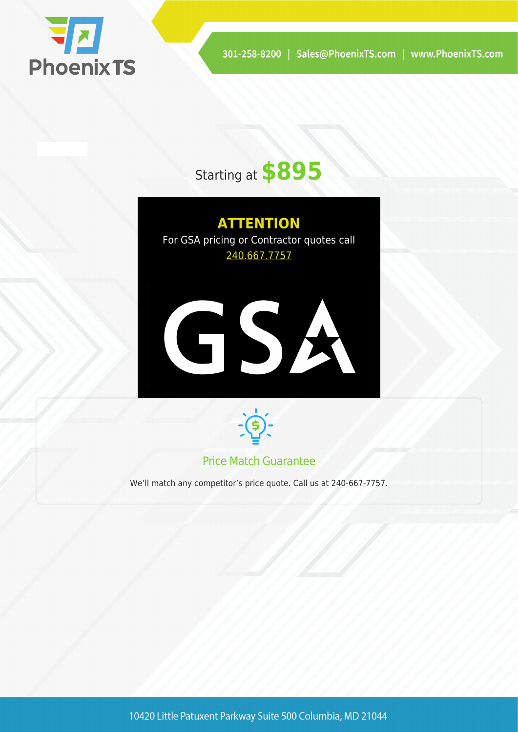Starting at **$895**

**ATTENTION**

For GSA pricing or Contractor quotes call 240.667.7757

GSA

Price Match Guarantee

We'll match any competitor's price quote. Call us at 240-667-7757.